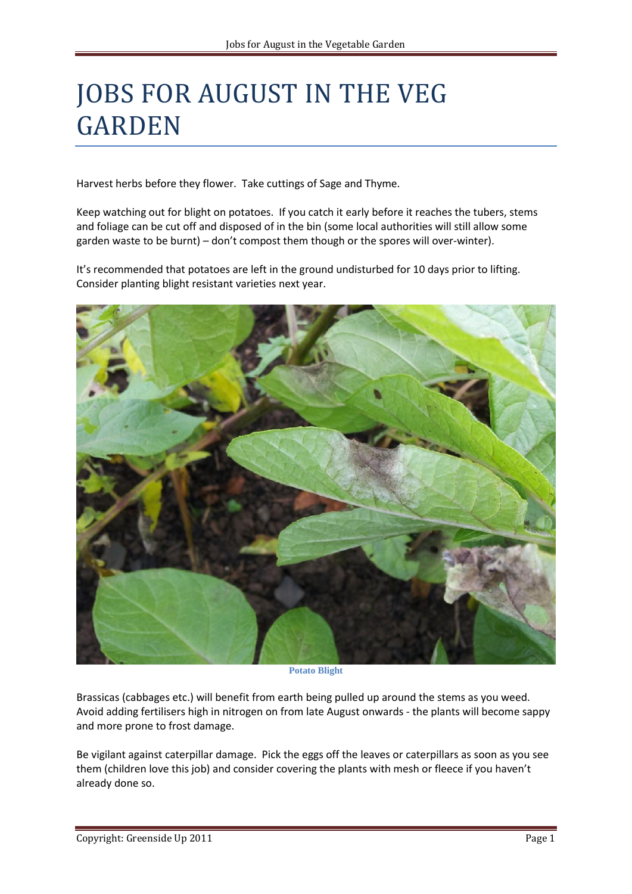# JOBS FOR AUGUST IN THE VEG GARDEN

Harvest herbs before they flower. Take cuttings of Sage and Thyme.

Keep watching out for blight on potatoes. If you catch it early before it reaches the tubers, stems and foliage can be cut off and disposed of in the bin (some local authorities will still allow some garden waste to be burnt) – don't compost them though or the spores will over-winter).

It's recommended that potatoes are left in the ground undisturbed for 10 days prior to lifting. Consider planting blight resistant varieties next year.

Potato Blight

Brassicas (cabbages etc.) will benefit from earth being pulled up around the stems as you weed. Avoid adding fertilisers high in nitrogen on from late August onwards - the plants will become sappy and more prone to frost damage.

Be vigilant against caterpillar damage. Pick the eggs off the leaves or caterpillars as soon as you see them (children love this job) and consider covering the plants with mesh or fleece if you haven't already done so.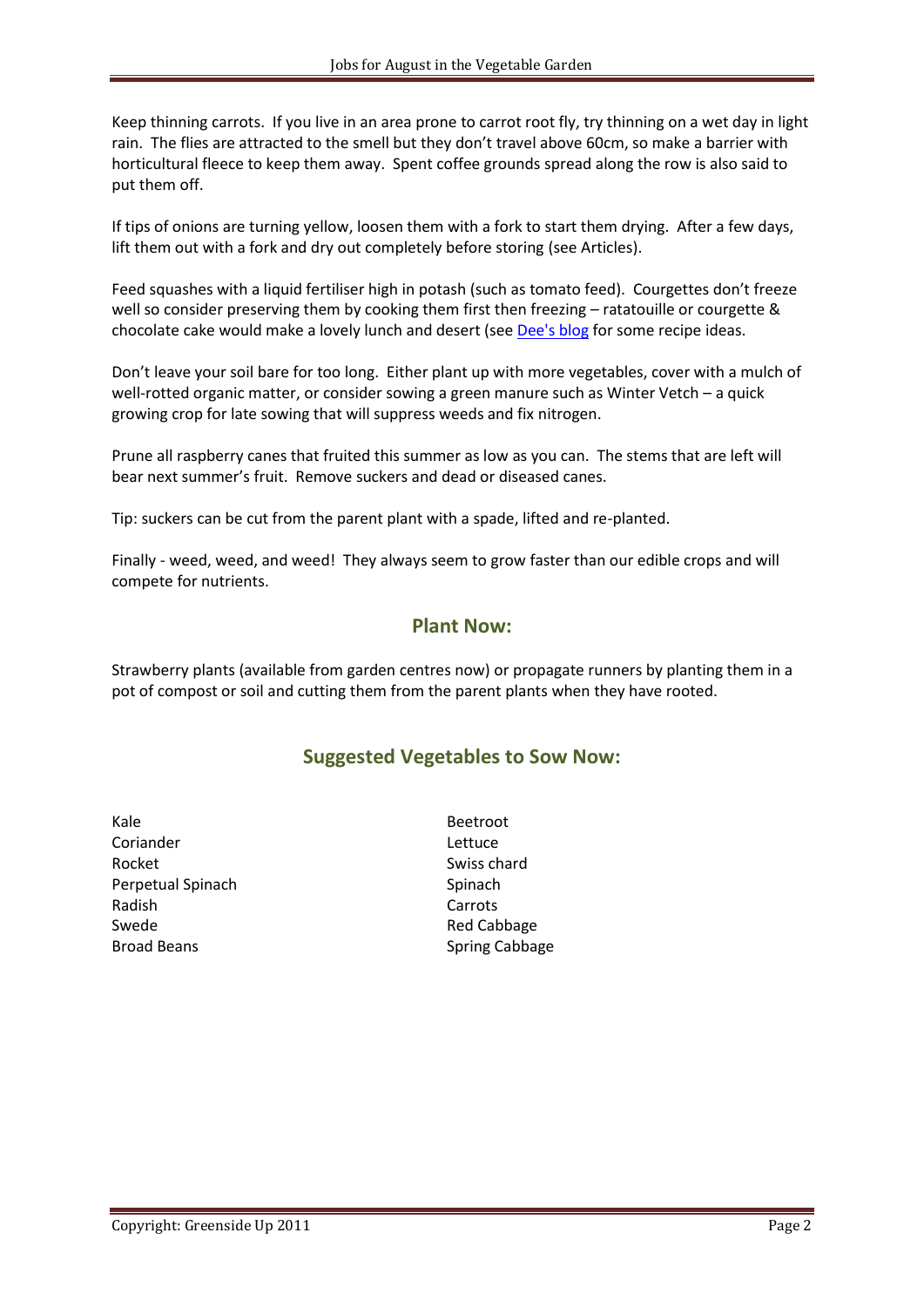Keep thinning carrots. If you live in an area prone to carrot root fly, try thinning on a wet day in light rain. The flies are attracted to the smell but they don't travel above 60cm, so make a barrier with horticultural fleece to keep them away. Spent coffee grounds spread along the row is also said to put them off.

If tips of onions are turning yellow, loosen them with a fork to start them drying. After a few days, lift them out with a fork and dry out completely before storing (see Articles).

Feed squashes with a liquid fertiliser high in potash (such as tomato feed). Courgettes don't freeze well so consider preserving them by cooking them first then freezing – ratatouille or courgette & chocolate cake would make a lovely lunch and desert (see Dee's blog for some recipe ideas.

Don't leave your soil bare for too long. Either plant up with more vegetables, cover with a mulch of well-rotted organic matter, or consider sowing a green manure such as Winter Vetch – a quick growing crop for late sowing that will suppress weeds and fix nitrogen.

Prune all raspberry canes that fruited this summer as low as you can. The stems that are left will bear next summer's fruit. Remove suckers and dead or diseased canes.

Tip: suckers can be cut from the parent plant with a spade, lifted and re-planted.

Finally - weed, weed, and weed! They always seem to grow faster than our edible crops and will compete for nutrients.

## Plant Now:

Strawberry plants (available from garden centres now) or propagate runners by planting them in a pot of compost or soil and cutting them from the parent plants when they have rooted.

## Suggested Vegetables to Sow Now:

Kale
Coriander
Rocket
Perpetual Spinach
Radish
Swede
Broad Beans
Beetroot
Lettuce
Swiss chard
Spinach
Carrots
Red Cabbage
Spring Cabbage